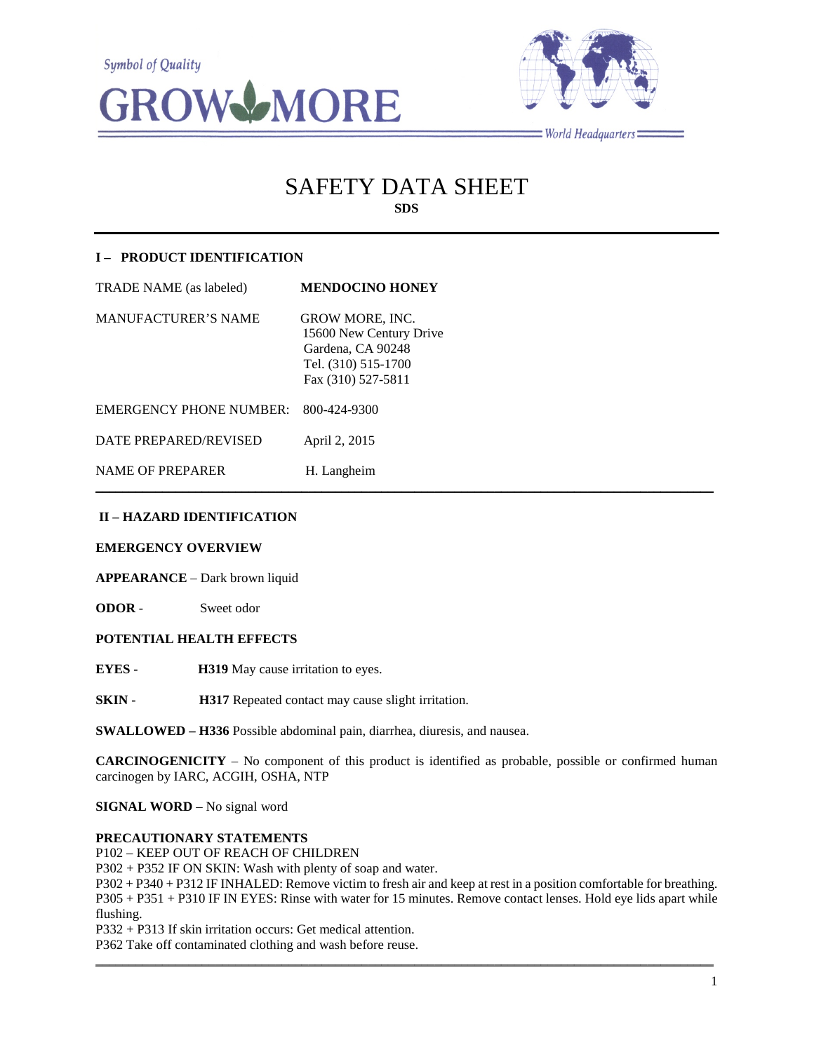Symbol of Quality

GROW MORE

World Headquarters

# SAFETY DATA SHEET

**SDS**

## I – PRODUCT IDENTIFICATION

| | |
|---|---|
| TRADE NAME (as labeled) | **MENDOCINO HONEY** |
| MANUFACTURER'S NAME | GROW MORE, INC.<br>15600 New Century Drive<br>Gardena, CA 90248<br>Tel. (310) 515-1700<br>Fax (310) 527-5811 |
| EMERGENCY PHONE NUMBER: | 800-424-9300 |
| DATE PREPARED/REVISED | April 2, 2015 |
| NAME OF PREPARER | H. Langheim |

## II – HAZARD IDENTIFICATION

**EMERGENCY OVERVIEW**

**APPEARANCE** – Dark brown liquid

**ODOR** - Sweet odor

**POTENTIAL HEALTH EFFECTS**

**EYES -** **H319** May cause irritation to eyes.

**SKIN -** **H317** Repeated contact may cause slight irritation.

**SWALLOWED – H336** Possible abdominal pain, diarrhea, diuresis, and nausea.

**CARCINOGENICITY** – No component of this product is identified as probable, possible or confirmed human carcinogen by IARC, ACGIH, OSHA, NTP

**SIGNAL WORD** – No signal word

**PRECAUTIONARY STATEMENTS**

P102 – KEEP OUT OF REACH OF CHILDREN
P302 + P352 IF ON SKIN: Wash with plenty of soap and water.
P302 + P340 + P312 IF INHALED: Remove victim to fresh air and keep at rest in a position comfortable for breathing.
P305 + P351 + P310 IF IN EYES: Rinse with water for 15 minutes. Remove contact lenses. Hold eye lids apart while flushing.
P332 + P313 If skin irritation occurs: Get medical attention.
P362 Take off contaminated clothing and wash before reuse.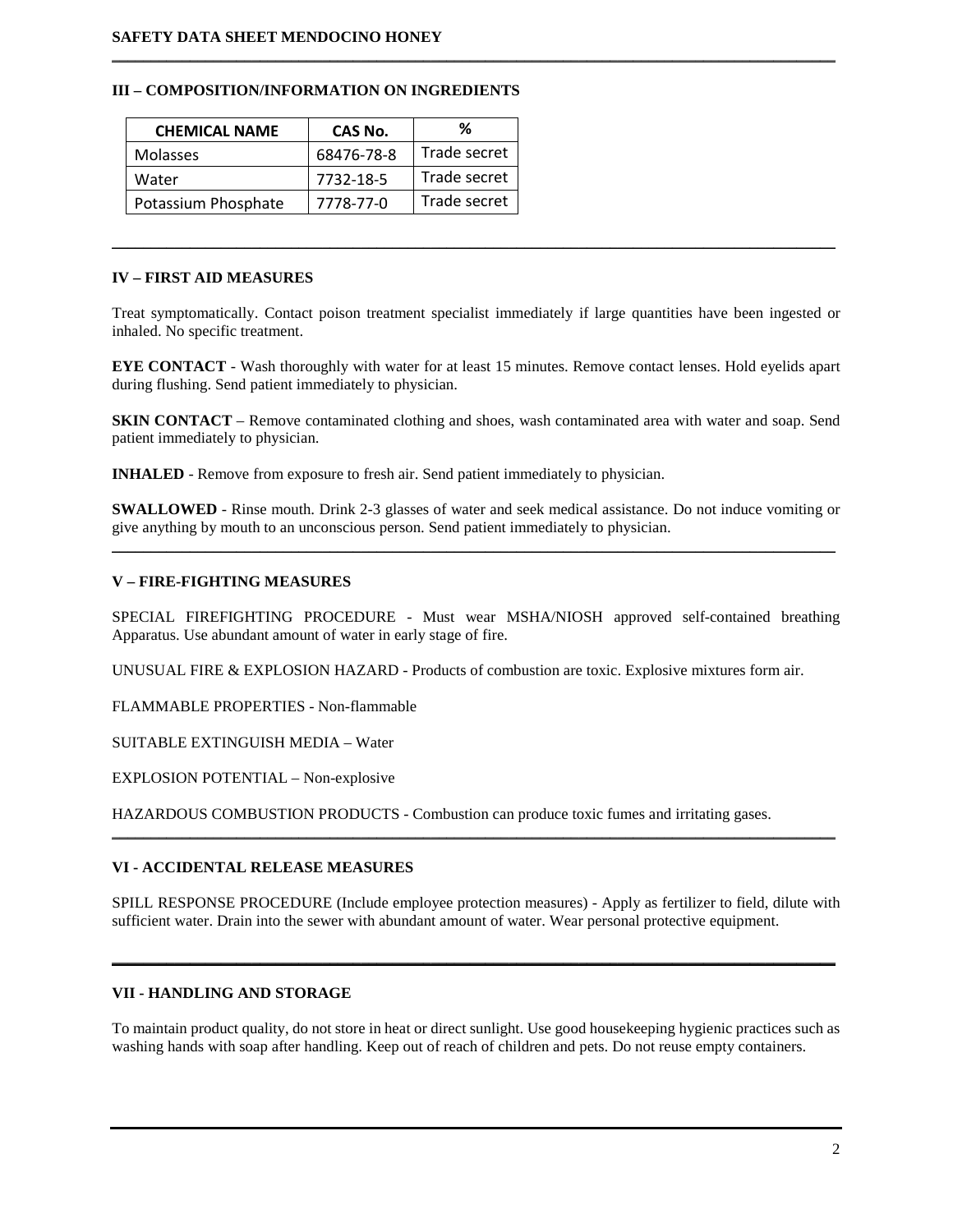## III – COMPOSITION/INFORMATION ON INGREDIENTS

| CHEMICAL NAME | CAS No. | % |
| --- | --- | --- |
| Molasses | 68476-78-8 | Trade secret |
| Water | 7732-18-5 | Trade secret |
| Potassium Phosphate | 7778-77-0 | Trade secret |

## IV – FIRST AID MEASURES

Treat symptomatically. Contact poison treatment specialist immediately if large quantities have been ingested or inhaled. No specific treatment.

**EYE CONTACT** - Wash thoroughly with water for at least 15 minutes. Remove contact lenses. Hold eyelids apart during flushing. Send patient immediately to physician.

**SKIN CONTACT** – Remove contaminated clothing and shoes, wash contaminated area with water and soap. Send patient immediately to physician.

**INHALED** - Remove from exposure to fresh air. Send patient immediately to physician.

**SWALLOWED** - Rinse mouth. Drink 2-3 glasses of water and seek medical assistance. Do not induce vomiting or give anything by mouth to an unconscious person. Send patient immediately to physician.

## V – FIRE-FIGHTING MEASURES

SPECIAL FIREFIGHTING PROCEDURE - Must wear MSHA/NIOSH approved self-contained breathing Apparatus. Use abundant amount of water in early stage of fire.

UNUSUAL FIRE & EXPLOSION HAZARD - Products of combustion are toxic. Explosive mixtures form air.

FLAMMABLE PROPERTIES - Non-flammable

SUITABLE EXTINGUISH MEDIA – Water

EXPLOSION POTENTIAL – Non-explosive

HAZARDOUS COMBUSTION PRODUCTS - Combustion can produce toxic fumes and irritating gases.

## VI - ACCIDENTAL RELEASE MEASURES

SPILL RESPONSE PROCEDURE (Include employee protection measures) - Apply as fertilizer to field, dilute with sufficient water. Drain into the sewer with abundant amount of water. Wear personal protective equipment.

## VII - HANDLING AND STORAGE

To maintain product quality, do not store in heat or direct sunlight. Use good housekeeping hygienic practices such as washing hands with soap after handling. Keep out of reach of children and pets. Do not reuse empty containers.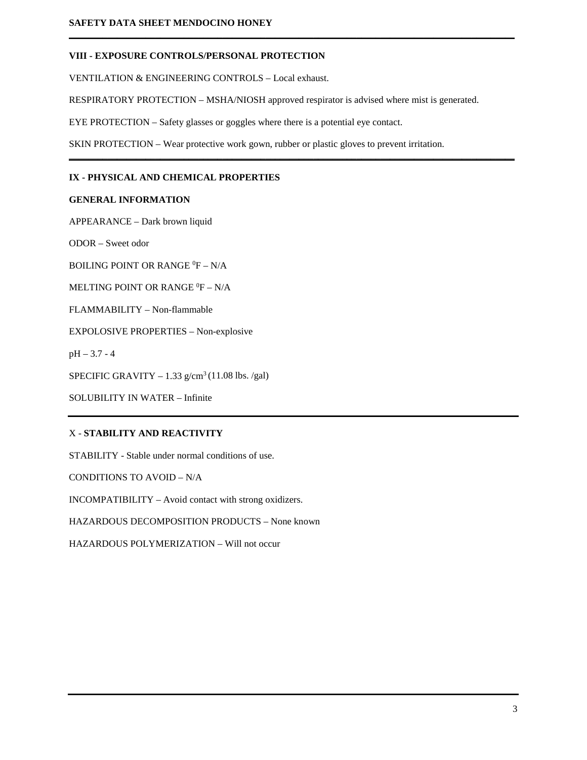## VIII - EXPOSURE CONTROLS/PERSONAL PROTECTION

VENTILATION & ENGINEERING CONTROLS – Local exhaust.

RESPIRATORY PROTECTION – MSHA/NIOSH approved respirator is advised where mist is generated.

EYE PROTECTION – Safety glasses or goggles where there is a potential eye contact.

SKIN PROTECTION – Wear protective work gown, rubber or plastic gloves to prevent irritation.

## IX - PHYSICAL AND CHEMICAL PROPERTIES

### GENERAL INFORMATION

APPEARANCE – Dark brown liquid

ODOR – Sweet odor

BOILING POINT OR RANGE $^0$F – N/A

MELTING POINT OR RANGE $^0$F – N/A

FLAMMABILITY – Non-flammable

EXPOLOSIVE PROPERTIES – Non-explosive

pH – 3.7 - 4

SPECIFIC GRAVITY – 1.33 g/cm$^3$ (11.08 lbs. /gal)

SOLUBILITY IN WATER – Infinite

## X - STABILITY AND REACTIVITY

STABILITY - Stable under normal conditions of use.

CONDITIONS TO AVOID – N/A

INCOMPATIBILITY – Avoid contact with strong oxidizers.

HAZARDOUS DECOMPOSITION PRODUCTS – None known

HAZARDOUS POLYMERIZATION – Will not occur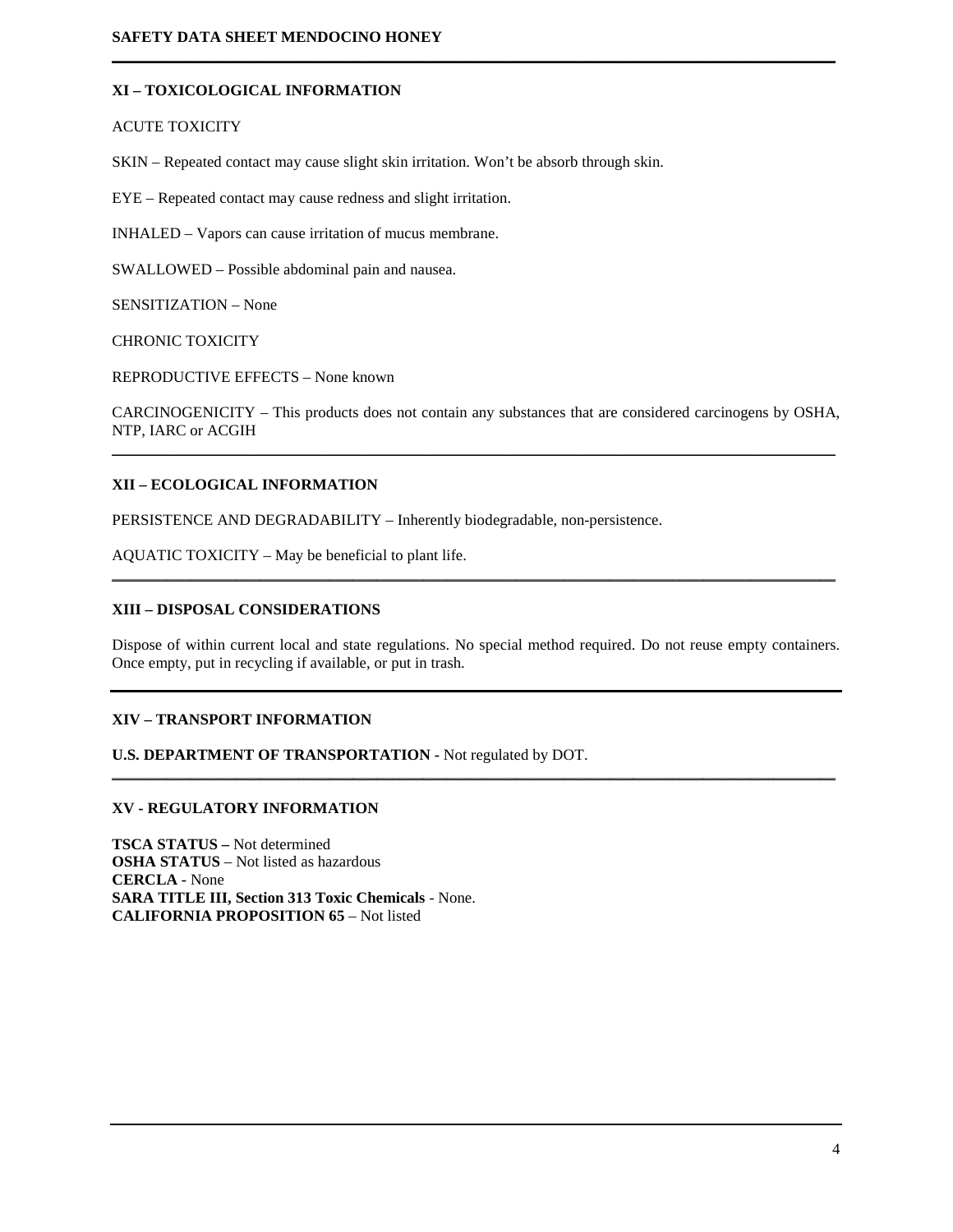## XI – TOXICOLOGICAL INFORMATION

ACUTE TOXICITY

SKIN – Repeated contact may cause slight skin irritation. Won't be absorb through skin.

EYE – Repeated contact may cause redness and slight irritation.

INHALED – Vapors can cause irritation of mucus membrane.

SWALLOWED – Possible abdominal pain and nausea.

SENSITIZATION – None

CHRONIC TOXICITY

REPRODUCTIVE EFFECTS – None known

CARCINOGENICITY – This products does not contain any substances that are considered carcinogens by OSHA, NTP, IARC or ACGIH

## XII – ECOLOGICAL INFORMATION

PERSISTENCE AND DEGRADABILITY – Inherently biodegradable, non-persistence.

AQUATIC TOXICITY – May be beneficial to plant life.

## XIII – DISPOSAL CONSIDERATIONS

Dispose of within current local and state regulations. No special method required. Do not reuse empty containers. Once empty, put in recycling if available, or put in trash.

## XIV – TRANSPORT INFORMATION

**U.S. DEPARTMENT OF TRANSPORTATION** - Not regulated by DOT.

## XV - REGULATORY INFORMATION

**TSCA STATUS –** Not determined
**OSHA STATUS** – Not listed as hazardous
**CERCLA** - None
**SARA TITLE III, Section 313 Toxic Chemicals** - None.
**CALIFORNIA PROPOSITION 65** – Not listed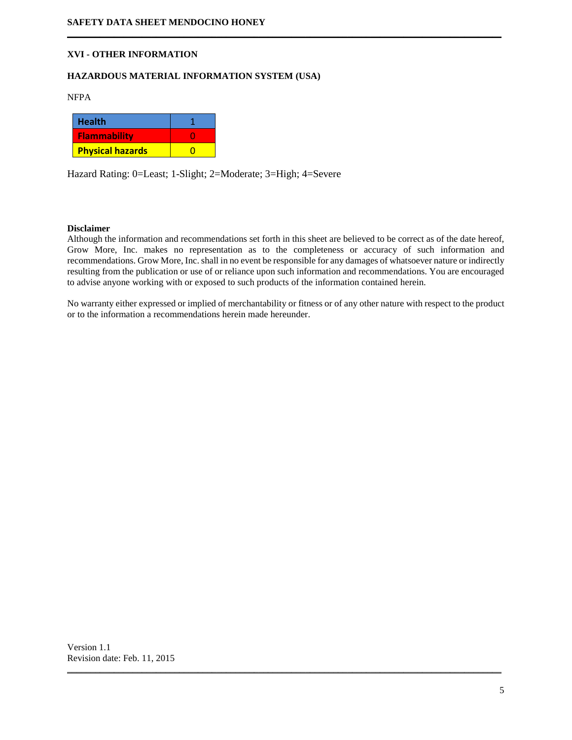## XVI - OTHER INFORMATION

### HAZARDOUS MATERIAL INFORMATION SYSTEM (USA)

NFPA

| | |
|---|---|
| Health | 1 |
| Flammability | 0 |
| Physical hazards | 0 |

Hazard Rating: 0=Least; 1-Slight; 2=Moderate; 3=High; 4=Severe

**Disclaimer**

Although the information and recommendations set forth in this sheet are believed to be correct as of the date hereof, Grow More, Inc. makes no representation as to the completeness or accuracy of such information and recommendations. Grow More, Inc. shall in no event be responsible for any damages of whatsoever nature or indirectly resulting from the publication or use of or reliance upon such information and recommendations. You are encouraged to advise anyone working with or exposed to such products of the information contained herein.

No warranty either expressed or implied of merchantability or fitness or of any other nature with respect to the product or to the information a recommendations herein made hereunder.

Version 1.1
Revision date: Feb. 11, 2015